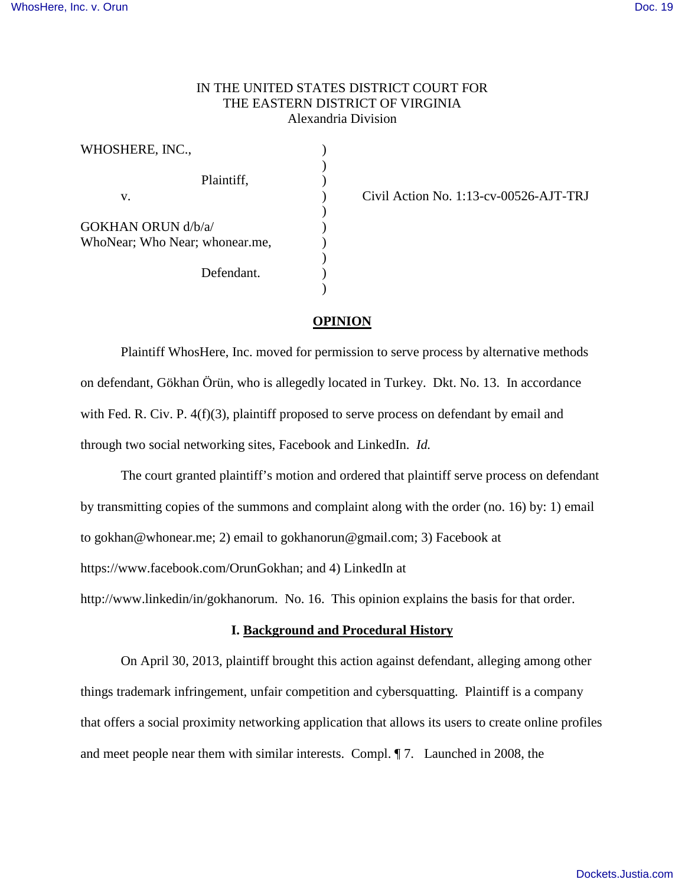IN THE UNITED STATES DISTRICT COURT FOR
THE EASTERN DISTRICT OF VIRGINIA
Alexandria Division

| | | |
|---|---|---|
| WHOSHERE, INC., | ) | |
| Plaintiff, | ) | |
| v. | ) | Civil Action No. 1:13-cv-00526-AJT-TRJ |
| GOKHAN ORUN d/b/a/ WhoNear; Who Near; whonear.me, | ) | |
| Defendant. | ) | |

## OPINION

Plaintiff WhosHere, Inc. moved for permission to serve process by alternative methods on defendant, Gökhan Örün, who is allegedly located in Turkey. Dkt. No. 13. In accordance with Fed. R. Civ. P. 4(f)(3), plaintiff proposed to serve process on defendant by email and through two social networking sites, Facebook and LinkedIn. *Id.*

The court granted plaintiff's motion and ordered that plaintiff serve process on defendant by transmitting copies of the summons and complaint along with the order (no. 16) by: 1) email to gokhan@whonear.me; 2) email to gokhanorun@gmail.com; 3) Facebook at https://www.facebook.com/OrunGokhan; and 4) LinkedIn at http://www.linkedin/in/gokhanorum. No. 16. This opinion explains the basis for that order.

### I. Background and Procedural History

On April 30, 2013, plaintiff brought this action against defendant, alleging among other things trademark infringement, unfair competition and cybersquatting. Plaintiff is a company that offers a social proximity networking application that allows its users to create online profiles and meet people near them with similar interests. Compl. ¶ 7. Launched in 2008, the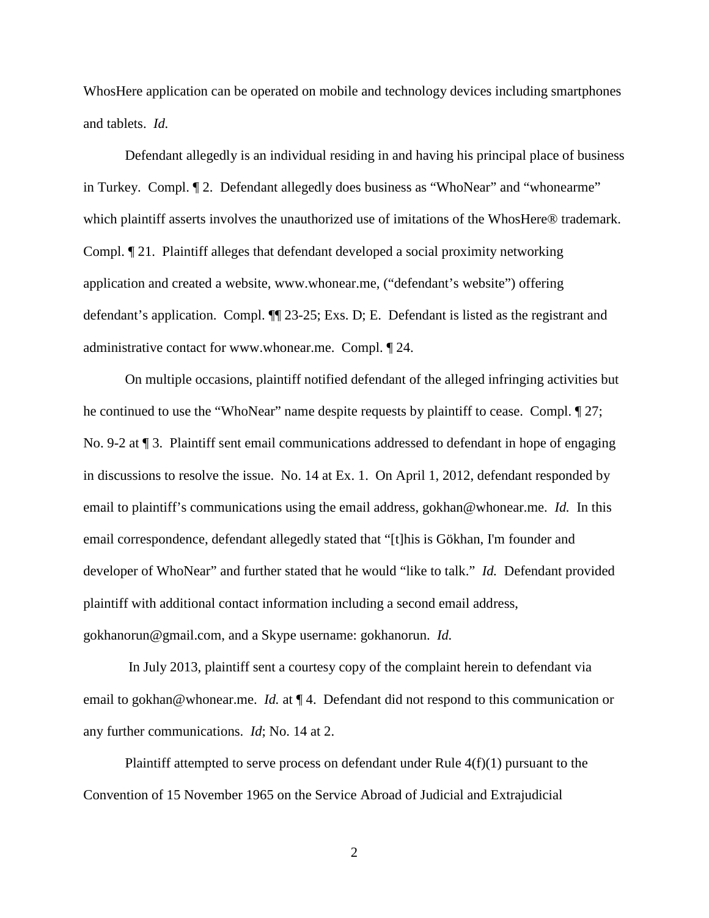WhosHere application can be operated on mobile and technology devices including smartphones and tablets. *Id.*

Defendant allegedly is an individual residing in and having his principal place of business in Turkey. Compl. ¶ 2. Defendant allegedly does business as "WhoNear" and "whonearme" which plaintiff asserts involves the unauthorized use of imitations of the WhosHere® trademark. Compl. ¶ 21. Plaintiff alleges that defendant developed a social proximity networking application and created a website, www.whonear.me, ("defendant's website") offering defendant's application. Compl. ¶¶ 23-25; Exs. D; E. Defendant is listed as the registrant and administrative contact for www.whonear.me. Compl. ¶ 24.

On multiple occasions, plaintiff notified defendant of the alleged infringing activities but he continued to use the "WhoNear" name despite requests by plaintiff to cease. Compl. ¶ 27; No. 9-2 at ¶ 3. Plaintiff sent email communications addressed to defendant in hope of engaging in discussions to resolve the issue. No. 14 at Ex. 1. On April 1, 2012, defendant responded by email to plaintiff's communications using the email address, gokhan@whonear.me. *Id.* In this email correspondence, defendant allegedly stated that "[t]his is Gökhan, I'm founder and developer of WhoNear" and further stated that he would "like to talk." *Id.* Defendant provided plaintiff with additional contact information including a second email address, gokhanorun@gmail.com, and a Skype username: gokhanorun. *Id.*

In July 2013, plaintiff sent a courtesy copy of the complaint herein to defendant via email to gokhan@whonear.me. *Id.* at ¶ 4. Defendant did not respond to this communication or any further communications. *Id*; No. 14 at 2.

Plaintiff attempted to serve process on defendant under Rule 4(f)(1) pursuant to the Convention of 15 November 1965 on the Service Abroad of Judicial and Extrajudicial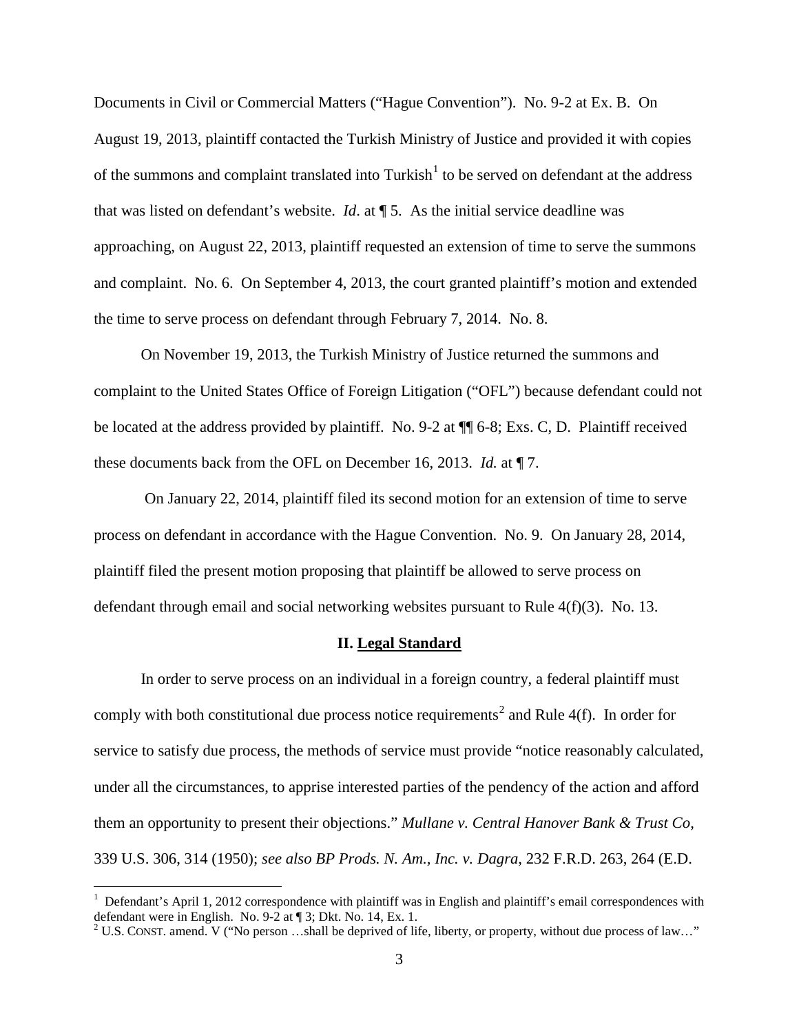Documents in Civil or Commercial Matters ("Hague Convention"). No. 9-2 at Ex. B. On August 19, 2013, plaintiff contacted the Turkish Ministry of Justice and provided it with copies of the summons and complaint translated into Turkish[1] to be served on defendant at the address that was listed on defendant's website. *Id*. at ¶ 5. As the initial service deadline was approaching, on August 22, 2013, plaintiff requested an extension of time to serve the summons and complaint. No. 6. On September 4, 2013, the court granted plaintiff's motion and extended the time to serve process on defendant through February 7, 2014. No. 8.

On November 19, 2013, the Turkish Ministry of Justice returned the summons and complaint to the United States Office of Foreign Litigation ("OFL") because defendant could not be located at the address provided by plaintiff. No. 9-2 at ¶¶ 6-8; Exs. C, D. Plaintiff received these documents back from the OFL on December 16, 2013. *Id.* at ¶ 7.

On January 22, 2014, plaintiff filed its second motion for an extension of time to serve process on defendant in accordance with the Hague Convention. No. 9. On January 28, 2014, plaintiff filed the present motion proposing that plaintiff be allowed to serve process on defendant through email and social networking websites pursuant to Rule 4(f)(3). No. 13.

## II. Legal Standard

In order to serve process on an individual in a foreign country, a federal plaintiff must comply with both constitutional due process notice requirements[2] and Rule 4(f). In order for service to satisfy due process, the methods of service must provide "notice reasonably calculated, under all the circumstances, to apprise interested parties of the pendency of the action and afford them an opportunity to present their objections." *Mullane v. Central Hanover Bank & Trust Co*, 339 U.S. 306, 314 (1950); *see also BP Prods. N. Am., Inc. v. Dagra*, 232 F.R.D. 263, 264 (E.D.

---

[1] Defendant's April 1, 2012 correspondence with plaintiff was in English and plaintiff's email correspondences with defendant were in English. No. 9-2 at ¶ 3; Dkt. No. 14, Ex. 1.

[2] U.S. CONST. amend. V ("No person …shall be deprived of life, liberty, or property, without due process of law…"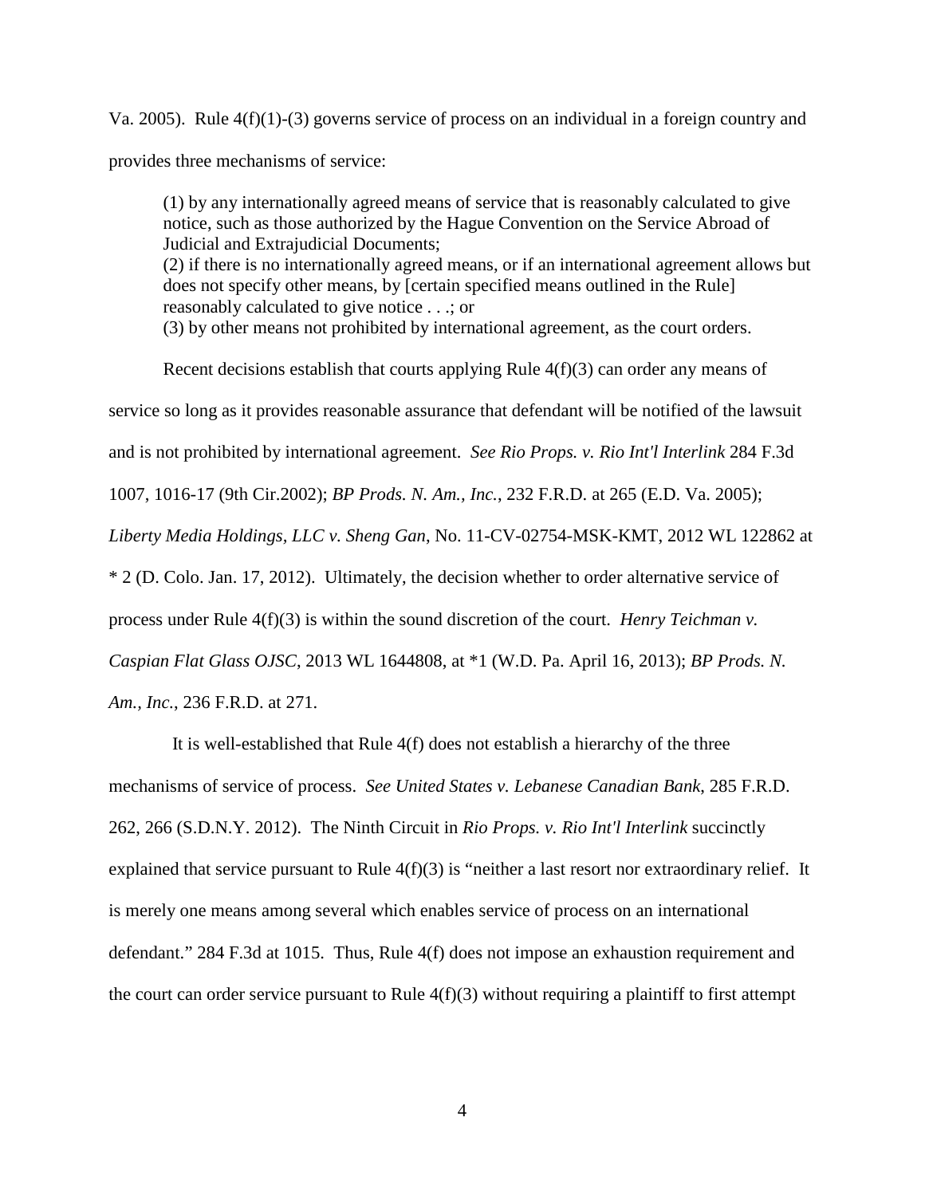Va. 2005). Rule 4(f)(1)-(3) governs service of process on an individual in a foreign country and provides three mechanisms of service:

> (1) by any internationally agreed means of service that is reasonably calculated to give notice, such as those authorized by the Hague Convention on the Service Abroad of Judicial and Extrajudicial Documents;
> (2) if there is no internationally agreed means, or if an international agreement allows but does not specify other means, by [certain specified means outlined in the Rule] reasonably calculated to give notice . . .; or
> (3) by other means not prohibited by international agreement, as the court orders.

Recent decisions establish that courts applying Rule 4(f)(3) can order any means of service so long as it provides reasonable assurance that defendant will be notified of the lawsuit and is not prohibited by international agreement. *See Rio Props. v. Rio Int'l Interlink* 284 F.3d 1007, 1016-17 (9th Cir.2002); *BP Prods. N. Am., Inc.*, 232 F.R.D. at 265 (E.D. Va. 2005); *Liberty Media Holdings, LLC v. Sheng Gan*, No. 11-CV-02754-MSK-KMT, 2012 WL 122862 at * 2 (D. Colo. Jan. 17, 2012). Ultimately, the decision whether to order alternative service of process under Rule 4(f)(3) is within the sound discretion of the court. *Henry Teichman v. Caspian Flat Glass OJSC*, 2013 WL 1644808, at *1 (W.D. Pa. April 16, 2013); *BP Prods. N. Am., Inc.*, 236 F.R.D. at 271.

It is well-established that Rule 4(f) does not establish a hierarchy of the three mechanisms of service of process. *See United States v. Lebanese Canadian Bank*, 285 F.R.D. 262, 266 (S.D.N.Y. 2012). The Ninth Circuit in *Rio Props. v. Rio Int'l Interlink* succinctly explained that service pursuant to Rule 4(f)(3) is "neither a last resort nor extraordinary relief. It is merely one means among several which enables service of process on an international defendant." 284 F.3d at 1015. Thus, Rule 4(f) does not impose an exhaustion requirement and the court can order service pursuant to Rule 4(f)(3) without requiring a plaintiff to first attempt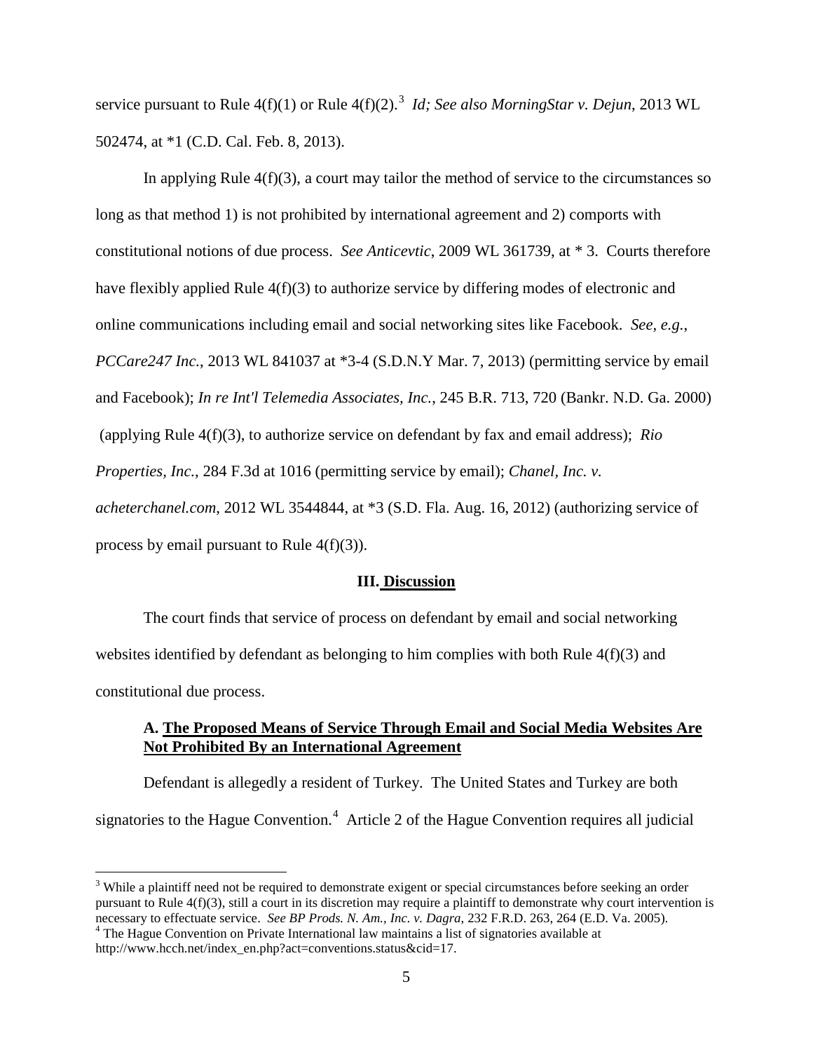service pursuant to Rule 4(f)(1) or Rule 4(f)(2).[3] *Id; See also MorningStar v. Dejun*, 2013 WL 502474, at *1 (C.D. Cal. Feb. 8, 2013).

In applying Rule 4(f)(3), a court may tailor the method of service to the circumstances so long as that method 1) is not prohibited by international agreement and 2) comports with constitutional notions of due process. *See Anticevtic*, 2009 WL 361739, at * 3. Courts therefore have flexibly applied Rule 4(f)(3) to authorize service by differing modes of electronic and online communications including email and social networking sites like Facebook. *See, e.g.*, *PCCare247 Inc.*, 2013 WL 841037 at *3-4 (S.D.N.Y Mar. 7, 2013) (permitting service by email and Facebook); *In re Int'l Telemedia Associates, Inc.*, 245 B.R. 713, 720 (Bankr. N.D. Ga. 2000) (applying Rule 4(f)(3), to authorize service on defendant by fax and email address); *Rio Properties, Inc.*, 284 F.3d at 1016 (permitting service by email); *Chanel, Inc. v. acheterchanel.com*, 2012 WL 3544844, at *3 (S.D. Fla. Aug. 16, 2012) (authorizing service of process by email pursuant to Rule 4(f)(3)).

## III. Discussion

The court finds that service of process on defendant by email and social networking websites identified by defendant as belonging to him complies with both Rule 4(f)(3) and constitutional due process.

### A. The Proposed Means of Service Through Email and Social Media Websites Are Not Prohibited By an International Agreement

Defendant is allegedly a resident of Turkey. The United States and Turkey are both signatories to the Hague Convention.[4] Article 2 of the Hague Convention requires all judicial

---

[3] While a plaintiff need not be required to demonstrate exigent or special circumstances before seeking an order pursuant to Rule 4(f)(3), still a court in its discretion may require a plaintiff to demonstrate why court intervention is necessary to effectuate service. *See BP Prods. N. Am., Inc. v. Dagra*, 232 F.R.D. 263, 264 (E.D. Va. 2005).

[4] The Hague Convention on Private International law maintains a list of signatories available at http://www.hcch.net/index_en.php?act=conventions.status&cid=17.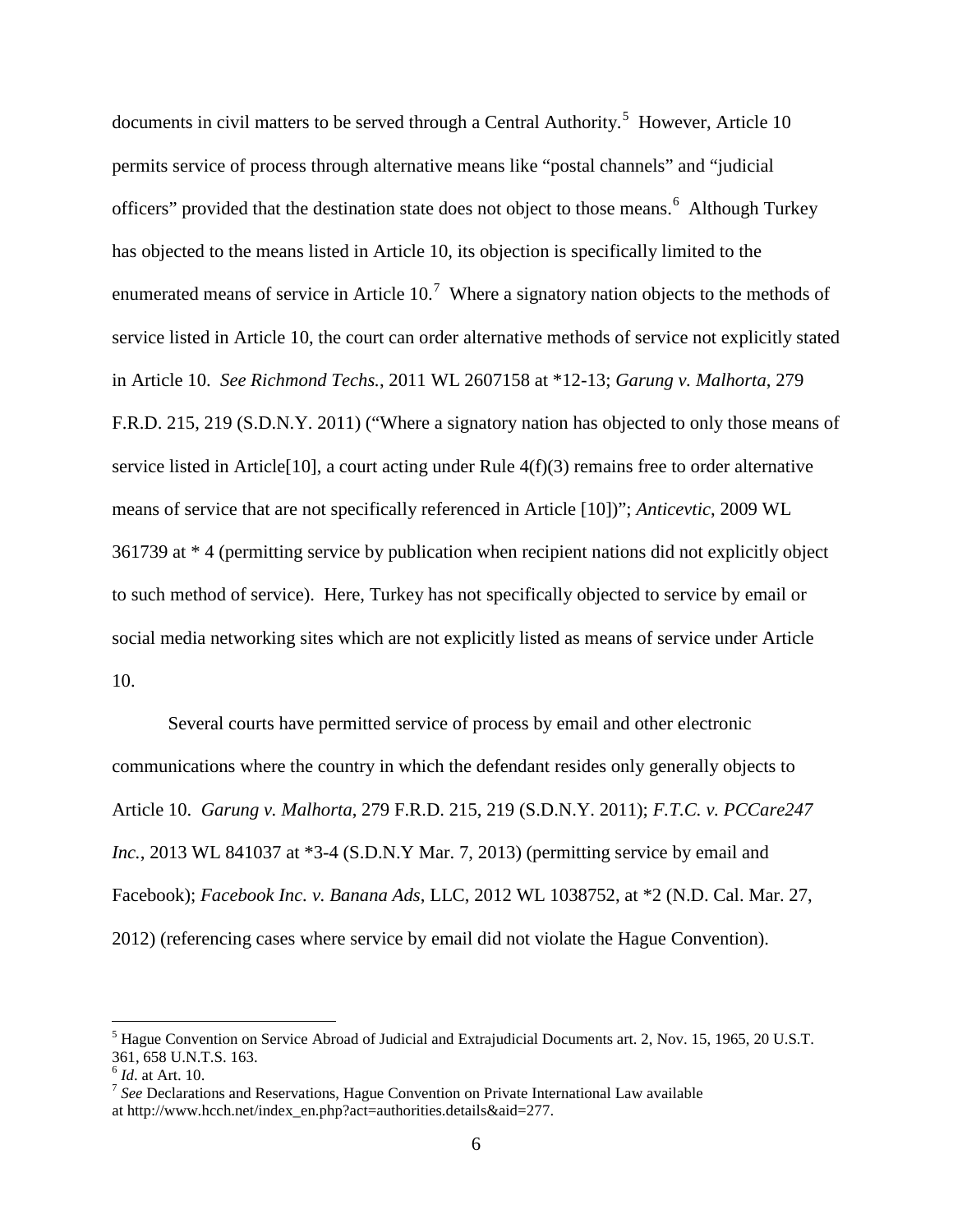documents in civil matters to be served through a Central Authority.[5] However, Article 10 permits service of process through alternative means like "postal channels" and "judicial officers" provided that the destination state does not object to those means.[6] Although Turkey has objected to the means listed in Article 10, its objection is specifically limited to the enumerated means of service in Article 10.[7] Where a signatory nation objects to the methods of service listed in Article 10, the court can order alternative methods of service not explicitly stated in Article 10. *See Richmond Techs.*, 2011 WL 2607158 at *12-13; *Garung v. Malhorta*, 279 F.R.D. 215, 219 (S.D.N.Y. 2011) ("Where a signatory nation has objected to only those means of service listed in Article[10], a court acting under Rule 4(f)(3) remains free to order alternative means of service that are not specifically referenced in Article [10])"; *Anticevtic*, 2009 WL 361739 at * 4 (permitting service by publication when recipient nations did not explicitly object to such method of service). Here, Turkey has not specifically objected to service by email or social media networking sites which are not explicitly listed as means of service under Article 10.

Several courts have permitted service of process by email and other electronic communications where the country in which the defendant resides only generally objects to Article 10. *Garung v. Malhorta*, 279 F.R.D. 215, 219 (S.D.N.Y. 2011); *F.T.C. v. PCCare247 Inc.*, 2013 WL 841037 at *3-4 (S.D.N.Y Mar. 7, 2013) (permitting service by email and Facebook); *Facebook Inc. v. Banana Ads*, LLC, 2012 WL 1038752, at *2 (N.D. Cal. Mar. 27, 2012) (referencing cases where service by email did not violate the Hague Convention).

---

[5] Hague Convention on Service Abroad of Judicial and Extrajudicial Documents art. 2, Nov. 15, 1965, 20 U.S.T. 361, 658 U.N.T.S. 163.

[6] *Id*. at Art. 10.

[7] *See* Declarations and Reservations, Hague Convention on Private International Law available at http://www.hcch.net/index_en.php?act=authorities.details&aid=277.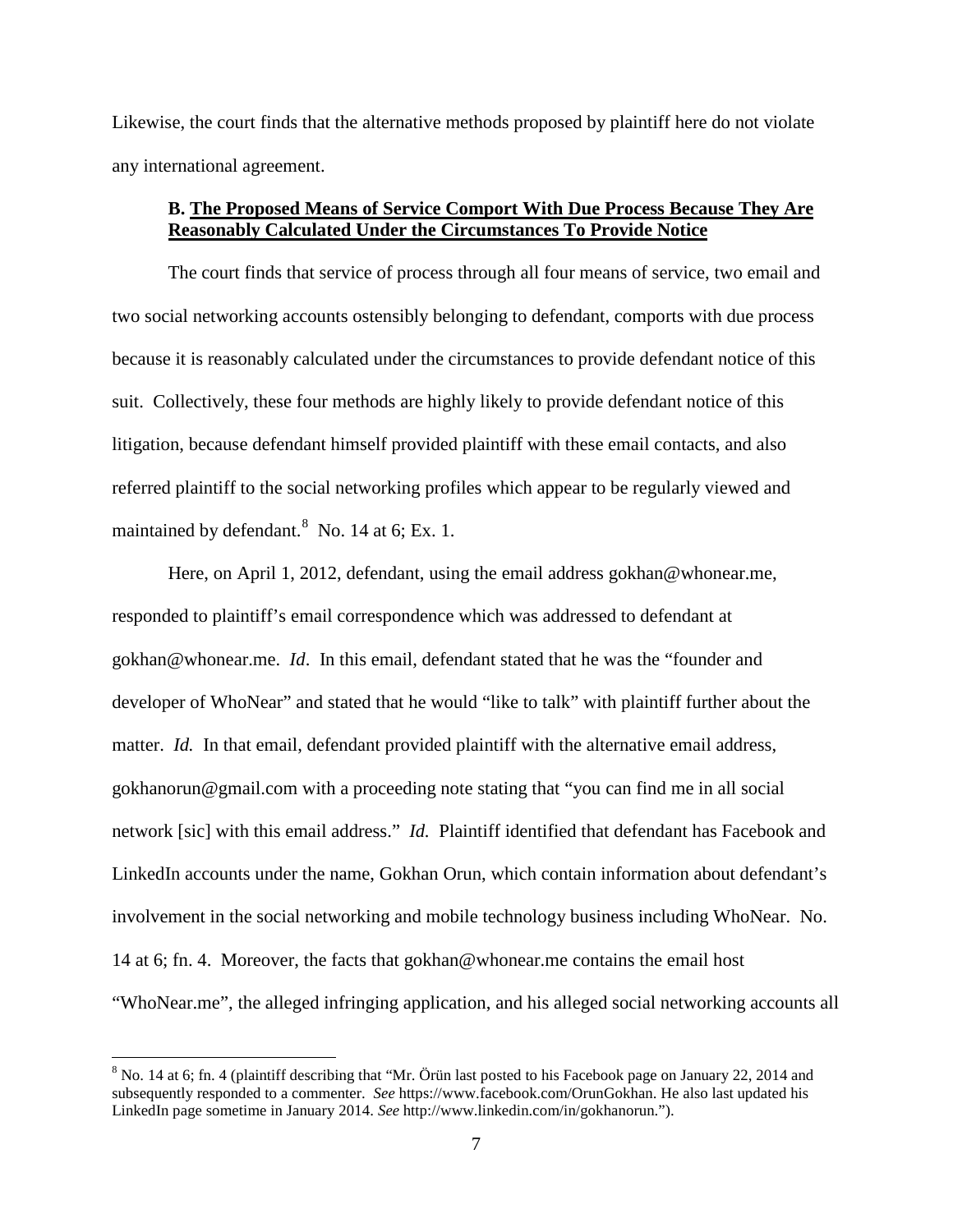Likewise, the court finds that the alternative methods proposed by plaintiff here do not violate any international agreement.

### B. **The Proposed Means of Service Comport With Due Process Because They Are Reasonably Calculated Under the Circumstances To Provide Notice**

The court finds that service of process through all four means of service, two email and two social networking accounts ostensibly belonging to defendant, comports with due process because it is reasonably calculated under the circumstances to provide defendant notice of this suit. Collectively, these four methods are highly likely to provide defendant notice of this litigation, because defendant himself provided plaintiff with these email contacts, and also referred plaintiff to the social networking profiles which appear to be regularly viewed and maintained by defendant.[8] No. 14 at 6; Ex. 1.

Here, on April 1, 2012, defendant, using the email address gokhan@whonear.me, responded to plaintiff's email correspondence which was addressed to defendant at gokhan@whonear.me. *Id*. In this email, defendant stated that he was the "founder and developer of WhoNear" and stated that he would "like to talk" with plaintiff further about the matter. *Id.* In that email, defendant provided plaintiff with the alternative email address, gokhanorun@gmail.com with a proceeding note stating that "you can find me in all social network [sic] with this email address." *Id.* Plaintiff identified that defendant has Facebook and LinkedIn accounts under the name, Gokhan Orun, which contain information about defendant's involvement in the social networking and mobile technology business including WhoNear. No. 14 at 6; fn. 4. Moreover, the facts that gokhan@whonear.me contains the email host "WhoNear.me", the alleged infringing application, and his alleged social networking accounts all

---

[8] No. 14 at 6; fn. 4 (plaintiff describing that "Mr. Örün last posted to his Facebook page on January 22, 2014 and subsequently responded to a commenter. *See* https://www.facebook.com/OrunGokhan. He also last updated his LinkedIn page sometime in January 2014. *See* http://www.linkedin.com/in/gokhanorun.").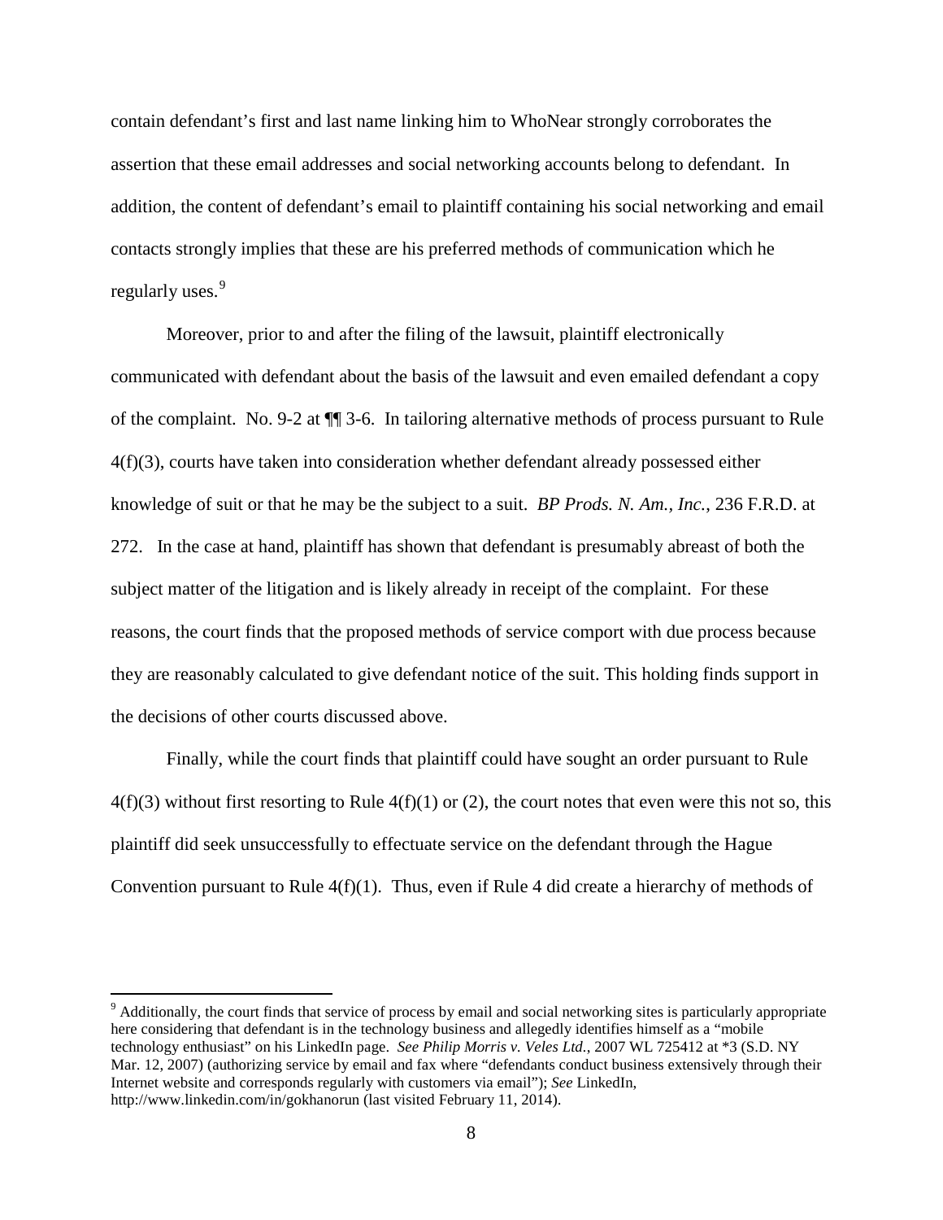contain defendant's first and last name linking him to WhoNear strongly corroborates the assertion that these email addresses and social networking accounts belong to defendant. In addition, the content of defendant's email to plaintiff containing his social networking and email contacts strongly implies that these are his preferred methods of communication which he regularly uses.[9]

Moreover, prior to and after the filing of the lawsuit, plaintiff electronically communicated with defendant about the basis of the lawsuit and even emailed defendant a copy of the complaint. No. 9-2 at ¶¶ 3-6. In tailoring alternative methods of process pursuant to Rule 4(f)(3), courts have taken into consideration whether defendant already possessed either knowledge of suit or that he may be the subject to a suit. *BP Prods. N. Am., Inc.*, 236 F.R.D. at 272. In the case at hand, plaintiff has shown that defendant is presumably abreast of both the subject matter of the litigation and is likely already in receipt of the complaint. For these reasons, the court finds that the proposed methods of service comport with due process because they are reasonably calculated to give defendant notice of the suit. This holding finds support in the decisions of other courts discussed above.

Finally, while the court finds that plaintiff could have sought an order pursuant to Rule 4(f)(3) without first resorting to Rule 4(f)(1) or (2), the court notes that even were this not so, this plaintiff did seek unsuccessfully to effectuate service on the defendant through the Hague Convention pursuant to Rule 4(f)(1). Thus, even if Rule 4 did create a hierarchy of methods of

---

[9] Additionally, the court finds that service of process by email and social networking sites is particularly appropriate here considering that defendant is in the technology business and allegedly identifies himself as a "mobile technology enthusiast" on his LinkedIn page. *See Philip Morris v. Veles Ltd.,* 2007 WL 725412 at *3 (S.D. NY Mar. 12, 2007) (authorizing service by email and fax where "defendants conduct business extensively through their Internet website and corresponds regularly with customers via email"); *See* LinkedIn, http://www.linkedin.com/in/gokhanorun (last visited February 11, 2014).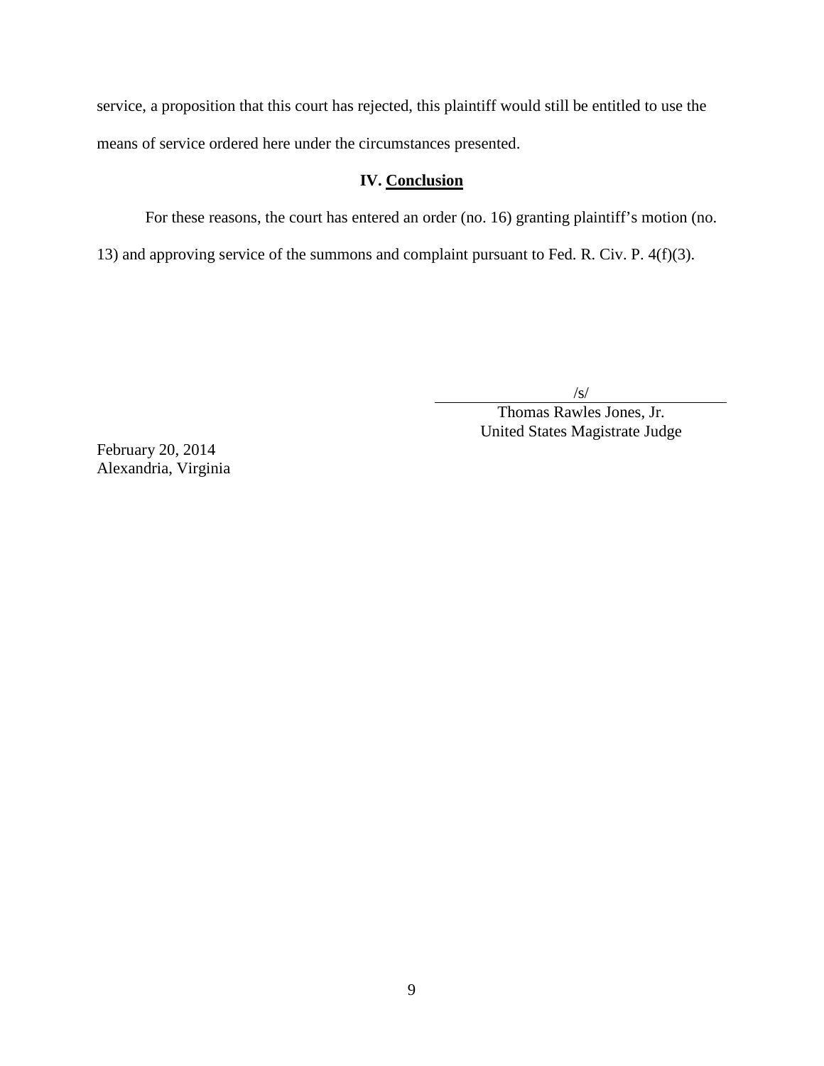service, a proposition that this court has rejected, this plaintiff would still be entitled to use the means of service ordered here under the circumstances presented.

## IV. Conclusion

For these reasons, the court has entered an order (no. 16) granting plaintiff's motion (no. 13) and approving service of the summons and complaint pursuant to Fed. R. Civ. P. 4(f)(3).

/s/

Thomas Rawles Jones, Jr.
United States Magistrate Judge

February 20, 2014
Alexandria, Virginia